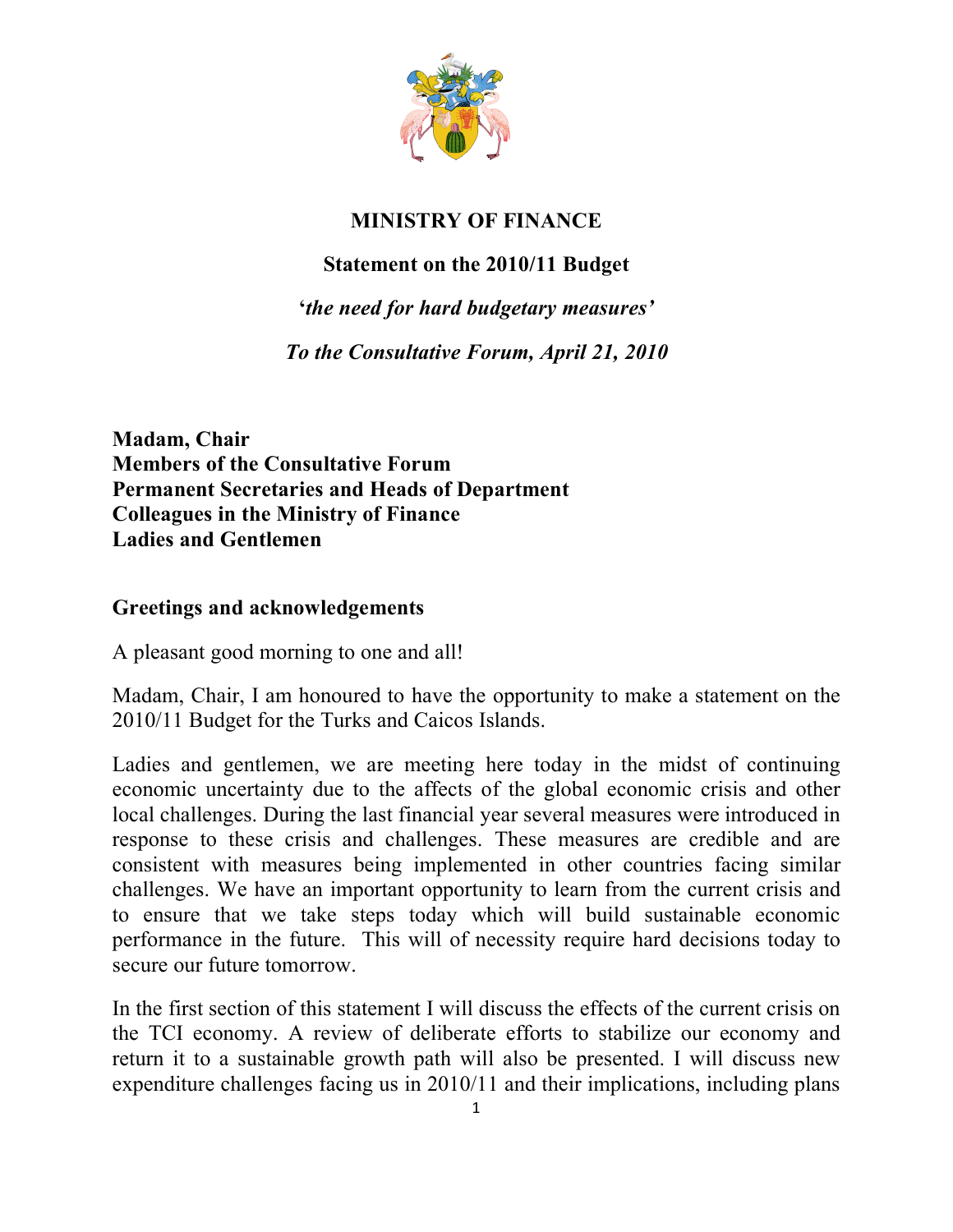# MINISTRY OF FINANCE

## Statement on the 2010/11 Budget

### *'the need for hard budgetary measures'*

### *To the Consultative Forum, April 21, 2010*

**Madam, Chair**
**Members of the Consultative Forum**
**Permanent Secretaries and Heads of Department**
**Colleagues in the Ministry of Finance**
**Ladies and Gentlemen**

**Greetings and acknowledgements**

A pleasant good morning to one and all!

Madam, Chair, I am honoured to have the opportunity to make a statement on the 2010/11 Budget for the Turks and Caicos Islands.

Ladies and gentlemen, we are meeting here today in the midst of continuing economic uncertainty due to the affects of the global economic crisis and other local challenges. During the last financial year several measures were introduced in response to these crisis and challenges. These measures are credible and are consistent with measures being implemented in other countries facing similar challenges. We have an important opportunity to learn from the current crisis and to ensure that we take steps today which will build sustainable economic performance in the future. This will of necessity require hard decisions today to secure our future tomorrow.

In the first section of this statement I will discuss the effects of the current crisis on the TCI economy. A review of deliberate efforts to stabilize our economy and return it to a sustainable growth path will also be presented. I will discuss new expenditure challenges facing us in 2010/11 and their implications, including plans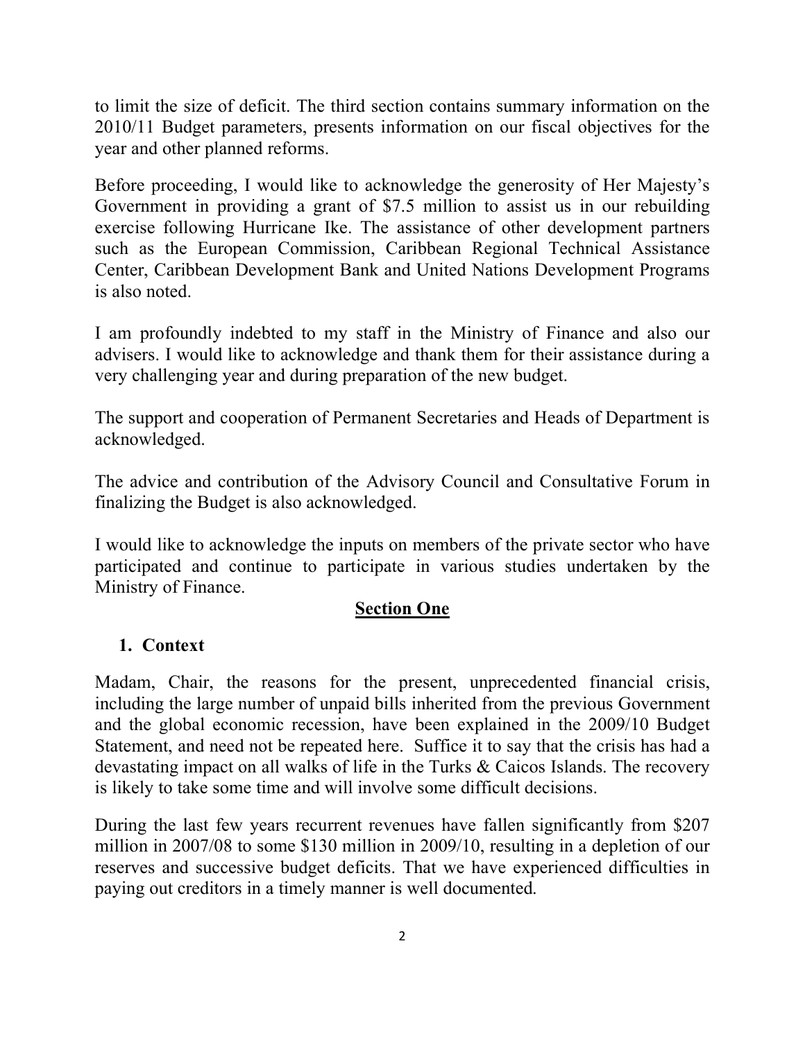to limit the size of deficit. The third section contains summary information on the 2010/11 Budget parameters, presents information on our fiscal objectives for the year and other planned reforms.

Before proceeding, I would like to acknowledge the generosity of Her Majesty's Government in providing a grant of $7.5 million to assist us in our rebuilding exercise following Hurricane Ike. The assistance of other development partners such as the European Commission, Caribbean Regional Technical Assistance Center, Caribbean Development Bank and United Nations Development Programs is also noted.

I am profoundly indebted to my staff in the Ministry of Finance and also our advisers. I would like to acknowledge and thank them for their assistance during a very challenging year and during preparation of the new budget.

The support and cooperation of Permanent Secretaries and Heads of Department is acknowledged.

The advice and contribution of the Advisory Council and Consultative Forum in finalizing the Budget is also acknowledged.

I would like to acknowledge the inputs on members of the private sector who have participated and continue to participate in various studies undertaken by the Ministry of Finance.

## Section One

### 1. Context

Madam, Chair, the reasons for the present, unprecedented financial crisis, including the large number of unpaid bills inherited from the previous Government and the global economic recession, have been explained in the 2009/10 Budget Statement, and need not be repeated here. Suffice it to say that the crisis has had a devastating impact on all walks of life in the Turks & Caicos Islands. The recovery is likely to take some time and will involve some difficult decisions.

During the last few years recurrent revenues have fallen significantly from $207 million in 2007/08 to some $130 million in 2009/10, resulting in a depletion of our reserves and successive budget deficits. That we have experienced difficulties in paying out creditors in a timely manner is well documented.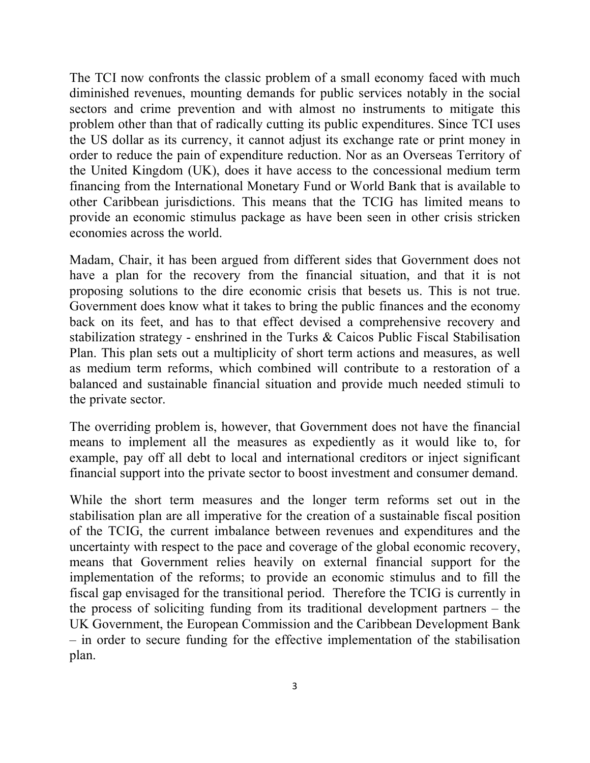The TCI now confronts the classic problem of a small economy faced with much diminished revenues, mounting demands for public services notably in the social sectors and crime prevention and with almost no instruments to mitigate this problem other than that of radically cutting its public expenditures. Since TCI uses the US dollar as its currency, it cannot adjust its exchange rate or print money in order to reduce the pain of expenditure reduction. Nor as an Overseas Territory of the United Kingdom (UK), does it have access to the concessional medium term financing from the International Monetary Fund or World Bank that is available to other Caribbean jurisdictions. This means that the TCIG has limited means to provide an economic stimulus package as have been seen in other crisis stricken economies across the world.

Madam, Chair, it has been argued from different sides that Government does not have a plan for the recovery from the financial situation, and that it is not proposing solutions to the dire economic crisis that besets us. This is not true. Government does know what it takes to bring the public finances and the economy back on its feet, and has to that effect devised a comprehensive recovery and stabilization strategy - enshrined in the Turks & Caicos Public Fiscal Stabilisation Plan. This plan sets out a multiplicity of short term actions and measures, as well as medium term reforms, which combined will contribute to a restoration of a balanced and sustainable financial situation and provide much needed stimuli to the private sector.

The overriding problem is, however, that Government does not have the financial means to implement all the measures as expediently as it would like to, for example, pay off all debt to local and international creditors or inject significant financial support into the private sector to boost investment and consumer demand.

While the short term measures and the longer term reforms set out in the stabilisation plan are all imperative for the creation of a sustainable fiscal position of the TCIG, the current imbalance between revenues and expenditures and the uncertainty with respect to the pace and coverage of the global economic recovery, means that Government relies heavily on external financial support for the implementation of the reforms; to provide an economic stimulus and to fill the fiscal gap envisaged for the transitional period. Therefore the TCIG is currently in the process of soliciting funding from its traditional development partners – the UK Government, the European Commission and the Caribbean Development Bank – in order to secure funding for the effective implementation of the stabilisation plan.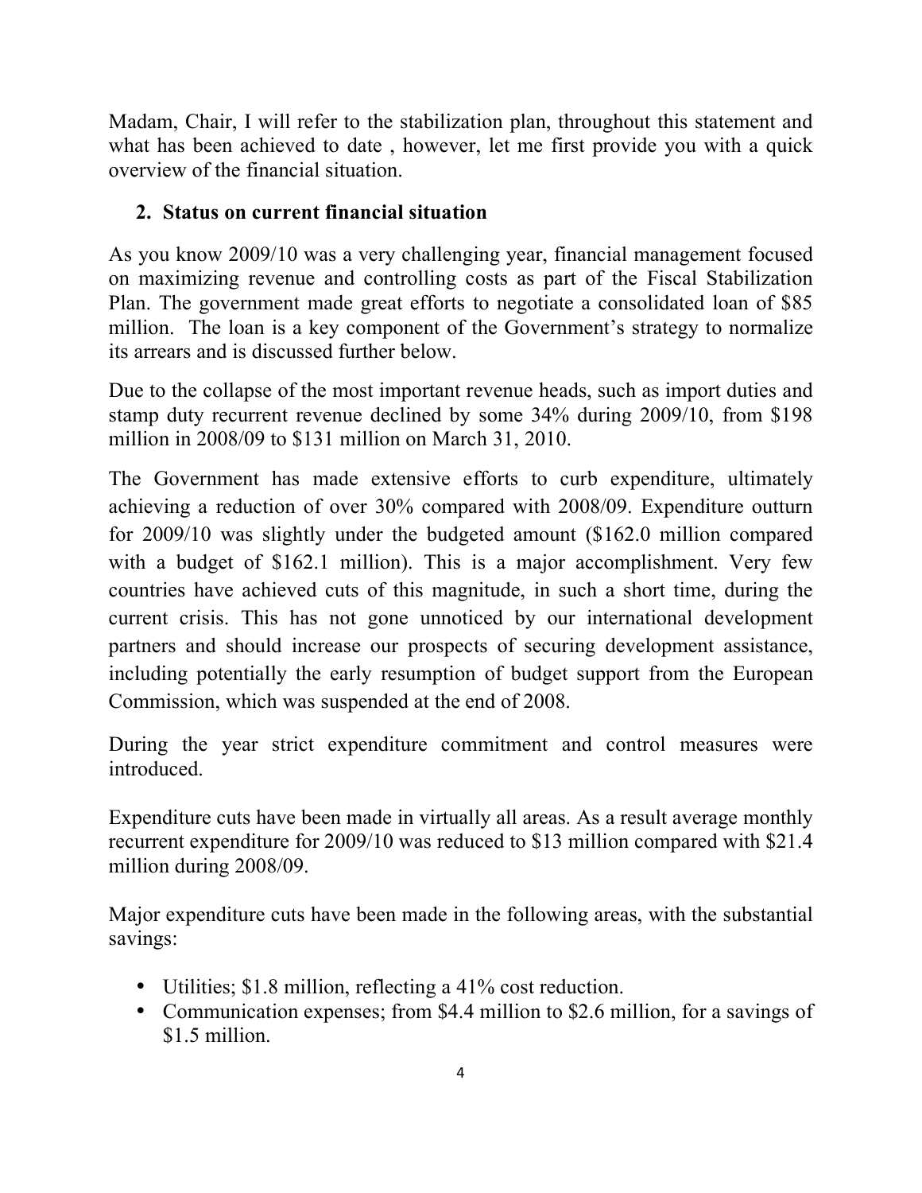Madam, Chair, I will refer to the stabilization plan, throughout this statement and what has been achieved to date , however, let me first provide you with a quick overview of the financial situation.

## 2. Status on current financial situation

As you know 2009/10 was a very challenging year, financial management focused on maximizing revenue and controlling costs as part of the Fiscal Stabilization Plan. The government made great efforts to negotiate a consolidated loan of $85 million. The loan is a key component of the Government's strategy to normalize its arrears and is discussed further below.

Due to the collapse of the most important revenue heads, such as import duties and stamp duty recurrent revenue declined by some 34% during 2009/10, from $198 million in 2008/09 to $131 million on March 31, 2010.

The Government has made extensive efforts to curb expenditure, ultimately achieving a reduction of over 30% compared with 2008/09. Expenditure outturn for 2009/10 was slightly under the budgeted amount ($162.0 million compared with a budget of $162.1 million). This is a major accomplishment. Very few countries have achieved cuts of this magnitude, in such a short time, during the current crisis. This has not gone unnoticed by our international development partners and should increase our prospects of securing development assistance, including potentially the early resumption of budget support from the European Commission, which was suspended at the end of 2008.

During the year strict expenditure commitment and control measures were introduced.

Expenditure cuts have been made in virtually all areas. As a result average monthly recurrent expenditure for 2009/10 was reduced to $13 million compared with $21.4 million during 2008/09.

Major expenditure cuts have been made in the following areas, with the substantial savings:

- Utilities; $1.8 million, reflecting a 41% cost reduction.
- Communication expenses; from $4.4 million to $2.6 million, for a savings of $1.5 million.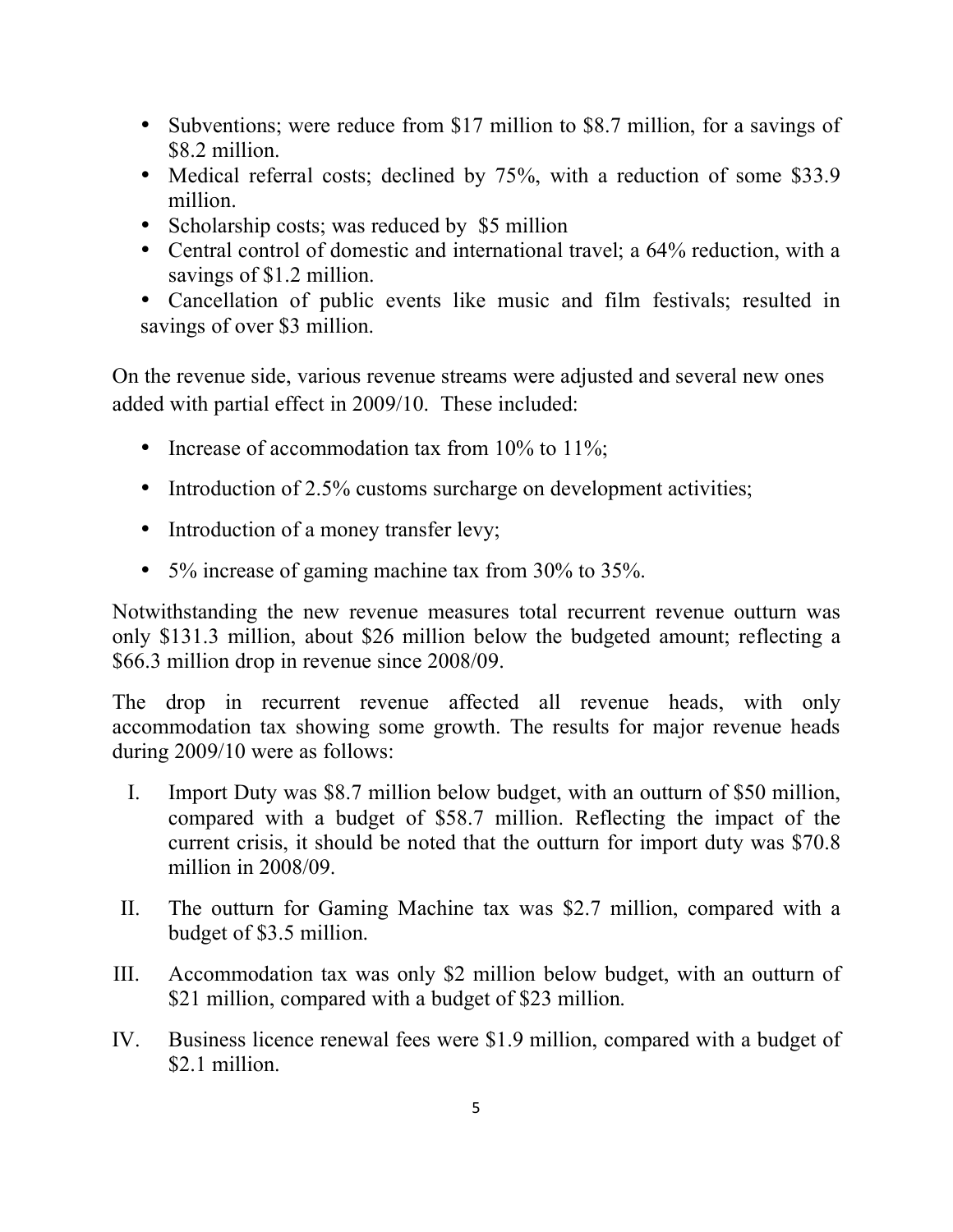- Subventions; were reduce from $17 million to $8.7 million, for a savings of $8.2 million.
- Medical referral costs; declined by 75%, with a reduction of some $33.9 million.
- Scholarship costs; was reduced by $5 million
- Central control of domestic and international travel; a 64% reduction, with a savings of $1.2 million.
- Cancellation of public events like music and film festivals; resulted in savings of over $3 million.

On the revenue side, various revenue streams were adjusted and several new ones added with partial effect in 2009/10. These included:

- Increase of accommodation tax from 10% to 11%;
- Introduction of 2.5% customs surcharge on development activities;
- Introduction of a money transfer levy;
- 5% increase of gaming machine tax from 30% to 35%.

Notwithstanding the new revenue measures total recurrent revenue outturn was only $131.3 million, about $26 million below the budgeted amount; reflecting a $66.3 million drop in revenue since 2008/09.

The drop in recurrent revenue affected all revenue heads, with only accommodation tax showing some growth. The results for major revenue heads during 2009/10 were as follows:

I. Import Duty was $8.7 million below budget, with an outturn of $50 million, compared with a budget of $58.7 million. Reflecting the impact of the current crisis, it should be noted that the outturn for import duty was $70.8 million in 2008/09.

II. The outturn for Gaming Machine tax was $2.7 million, compared with a budget of $3.5 million.

III. Accommodation tax was only $2 million below budget, with an outturn of $21 million, compared with a budget of $23 million.

IV. Business licence renewal fees were $1.9 million, compared with a budget of $2.1 million.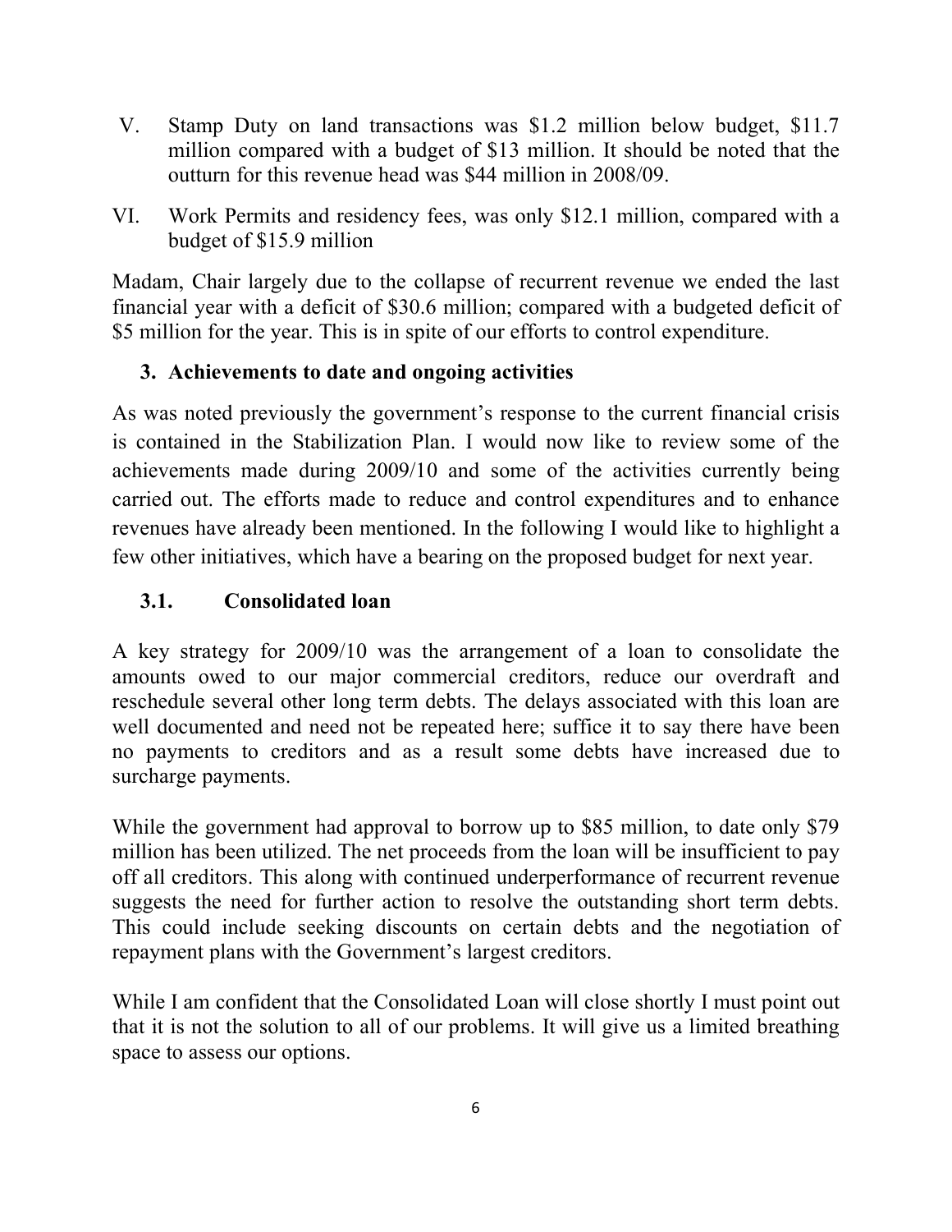V. Stamp Duty on land transactions was $1.2 million below budget, $11.7 million compared with a budget of $13 million. It should be noted that the outturn for this revenue head was $44 million in 2008/09.

VI. Work Permits and residency fees, was only $12.1 million, compared with a budget of $15.9 million

Madam, Chair largely due to the collapse of recurrent revenue we ended the last financial year with a deficit of $30.6 million; compared with a budgeted deficit of $5 million for the year. This is in spite of our efforts to control expenditure.

## 3. Achievements to date and ongoing activities

As was noted previously the government's response to the current financial crisis is contained in the Stabilization Plan. I would now like to review some of the achievements made during 2009/10 and some of the activities currently being carried out. The efforts made to reduce and control expenditures and to enhance revenues have already been mentioned. In the following I would like to highlight a few other initiatives, which have a bearing on the proposed budget for next year.

### 3.1. Consolidated loan

A key strategy for 2009/10 was the arrangement of a loan to consolidate the amounts owed to our major commercial creditors, reduce our overdraft and reschedule several other long term debts. The delays associated with this loan are well documented and need not be repeated here; suffice it to say there have been no payments to creditors and as a result some debts have increased due to surcharge payments.

While the government had approval to borrow up to $85 million, to date only $79 million has been utilized. The net proceeds from the loan will be insufficient to pay off all creditors. This along with continued underperformance of recurrent revenue suggests the need for further action to resolve the outstanding short term debts. This could include seeking discounts on certain debts and the negotiation of repayment plans with the Government's largest creditors.

While I am confident that the Consolidated Loan will close shortly I must point out that it is not the solution to all of our problems. It will give us a limited breathing space to assess our options.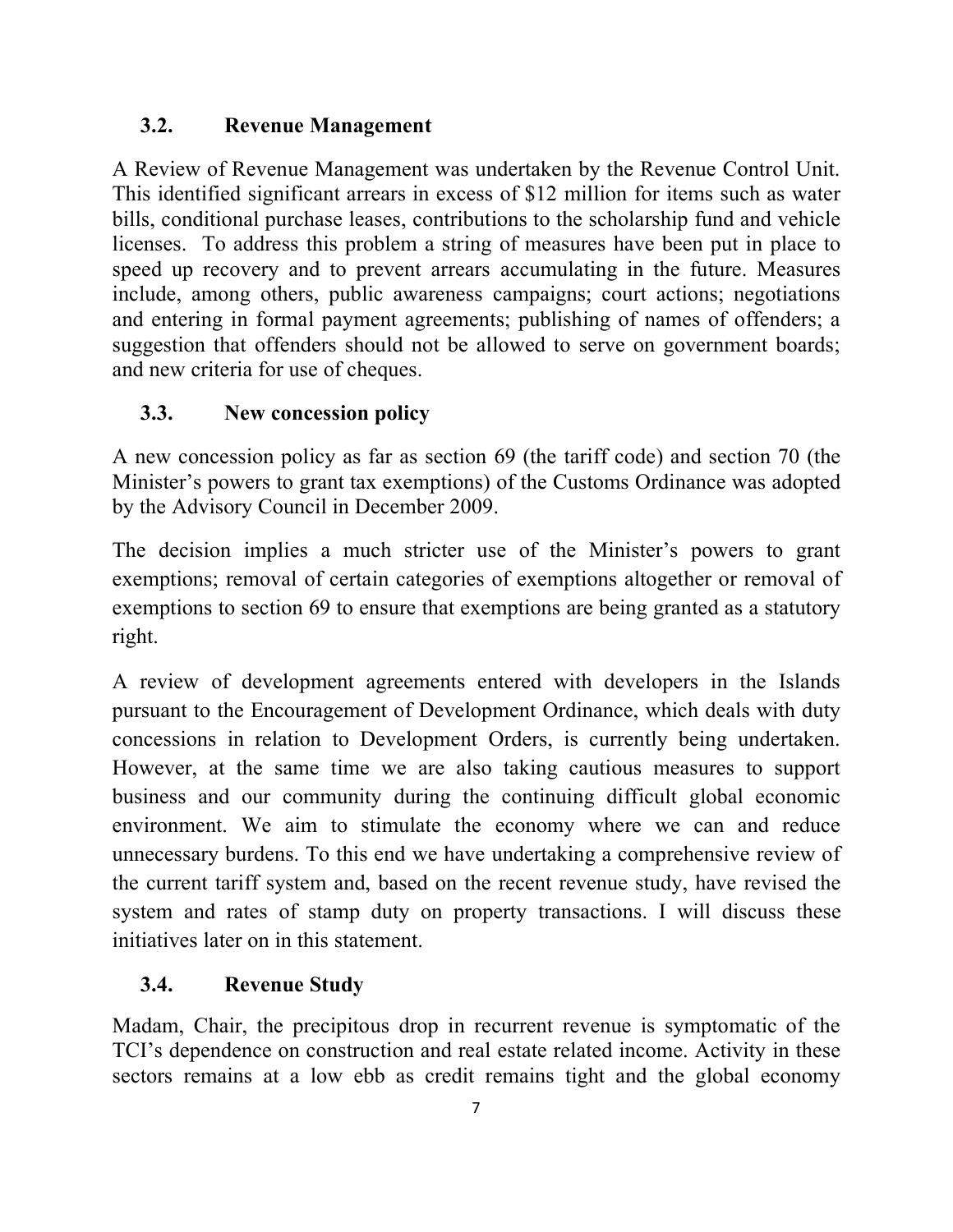### 3.2. Revenue Management

A Review of Revenue Management was undertaken by the Revenue Control Unit. This identified significant arrears in excess of $12 million for items such as water bills, conditional purchase leases, contributions to the scholarship fund and vehicle licenses. To address this problem a string of measures have been put in place to speed up recovery and to prevent arrears accumulating in the future. Measures include, among others, public awareness campaigns; court actions; negotiations and entering in formal payment agreements; publishing of names of offenders; a suggestion that offenders should not be allowed to serve on government boards; and new criteria for use of cheques.

### 3.3. New concession policy

A new concession policy as far as section 69 (the tariff code) and section 70 (the Minister's powers to grant tax exemptions) of the Customs Ordinance was adopted by the Advisory Council in December 2009.

The decision implies a much stricter use of the Minister's powers to grant exemptions; removal of certain categories of exemptions altogether or removal of exemptions to section 69 to ensure that exemptions are being granted as a statutory right.

A review of development agreements entered with developers in the Islands pursuant to the Encouragement of Development Ordinance, which deals with duty concessions in relation to Development Orders, is currently being undertaken. However, at the same time we are also taking cautious measures to support business and our community during the continuing difficult global economic environment. We aim to stimulate the economy where we can and reduce unnecessary burdens. To this end we have undertaking a comprehensive review of the current tariff system and, based on the recent revenue study, have revised the system and rates of stamp duty on property transactions. I will discuss these initiatives later on in this statement.

### 3.4. Revenue Study

Madam, Chair, the precipitous drop in recurrent revenue is symptomatic of the TCI's dependence on construction and real estate related income. Activity in these sectors remains at a low ebb as credit remains tight and the global economy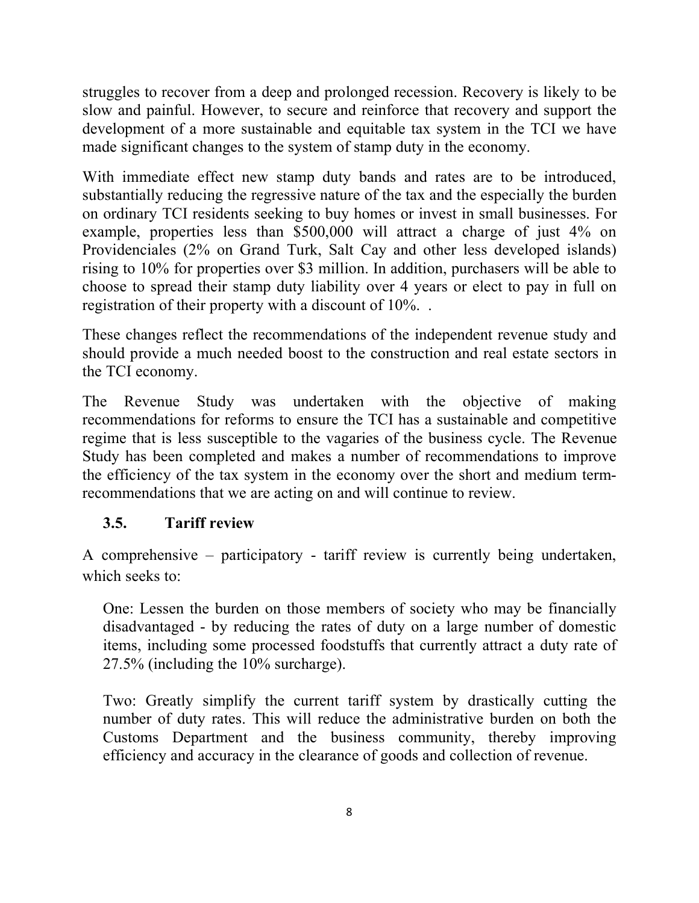struggles to recover from a deep and prolonged recession. Recovery is likely to be slow and painful. However, to secure and reinforce that recovery and support the development of a more sustainable and equitable tax system in the TCI we have made significant changes to the system of stamp duty in the economy.

With immediate effect new stamp duty bands and rates are to be introduced, substantially reducing the regressive nature of the tax and the especially the burden on ordinary TCI residents seeking to buy homes or invest in small businesses. For example, properties less than $500,000 will attract a charge of just 4% on Providenciales (2% on Grand Turk, Salt Cay and other less developed islands) rising to 10% for properties over $3 million. In addition, purchasers will be able to choose to spread their stamp duty liability over 4 years or elect to pay in full on registration of their property with a discount of 10%. .

These changes reflect the recommendations of the independent revenue study and should provide a much needed boost to the construction and real estate sectors in the TCI economy.

The Revenue Study was undertaken with the objective of making recommendations for reforms to ensure the TCI has a sustainable and competitive regime that is less susceptible to the vagaries of the business cycle. The Revenue Study has been completed and makes a number of recommendations to improve the efficiency of the tax system in the economy over the short and medium term- recommendations that we are acting on and will continue to review.

### 3.5. Tariff review

A comprehensive – participatory - tariff review is currently being undertaken, which seeks to:

One: Lessen the burden on those members of society who may be financially disadvantaged - by reducing the rates of duty on a large number of domestic items, including some processed foodstuffs that currently attract a duty rate of 27.5% (including the 10% surcharge).

Two: Greatly simplify the current tariff system by drastically cutting the number of duty rates. This will reduce the administrative burden on both the Customs Department and the business community, thereby improving efficiency and accuracy in the clearance of goods and collection of revenue.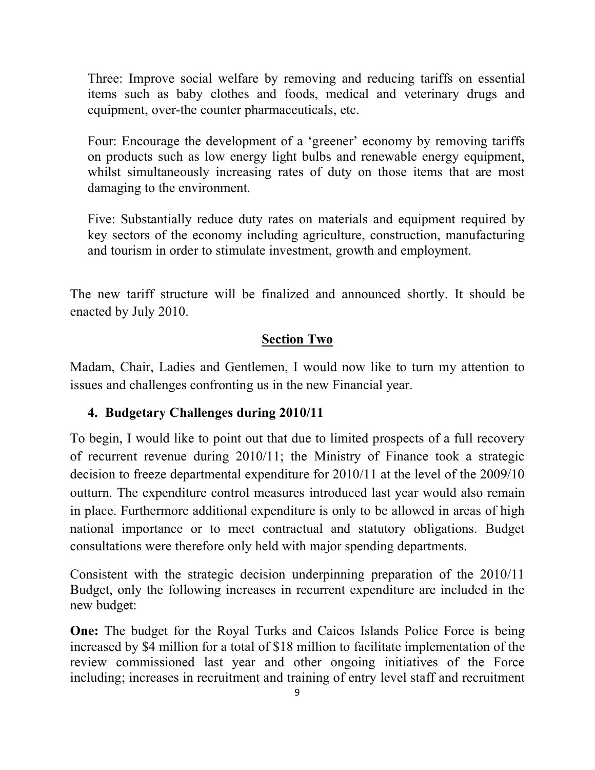Three: Improve social welfare by removing and reducing tariffs on essential items such as baby clothes and foods, medical and veterinary drugs and equipment, over-the counter pharmaceuticals, etc.

Four: Encourage the development of a 'greener' economy by removing tariffs on products such as low energy light bulbs and renewable energy equipment, whilst simultaneously increasing rates of duty on those items that are most damaging to the environment.

Five: Substantially reduce duty rates on materials and equipment required by key sectors of the economy including agriculture, construction, manufacturing and tourism in order to stimulate investment, growth and employment.

The new tariff structure will be finalized and announced shortly. It should be enacted by July 2010.

## Section Two

Madam, Chair, Ladies and Gentlemen, I would now like to turn my attention to issues and challenges confronting us in the new Financial year.

### 4. Budgetary Challenges during 2010/11

To begin, I would like to point out that due to limited prospects of a full recovery of recurrent revenue during 2010/11; the Ministry of Finance took a strategic decision to freeze departmental expenditure for 2010/11 at the level of the 2009/10 outturn. The expenditure control measures introduced last year would also remain in place. Furthermore additional expenditure is only to be allowed in areas of high national importance or to meet contractual and statutory obligations. Budget consultations were therefore only held with major spending departments.

Consistent with the strategic decision underpinning preparation of the 2010/11 Budget, only the following increases in recurrent expenditure are included in the new budget:

**One:** The budget for the Royal Turks and Caicos Islands Police Force is being increased by $4 million for a total of $18 million to facilitate implementation of the review commissioned last year and other ongoing initiatives of the Force including; increases in recruitment and training of entry level staff and recruitment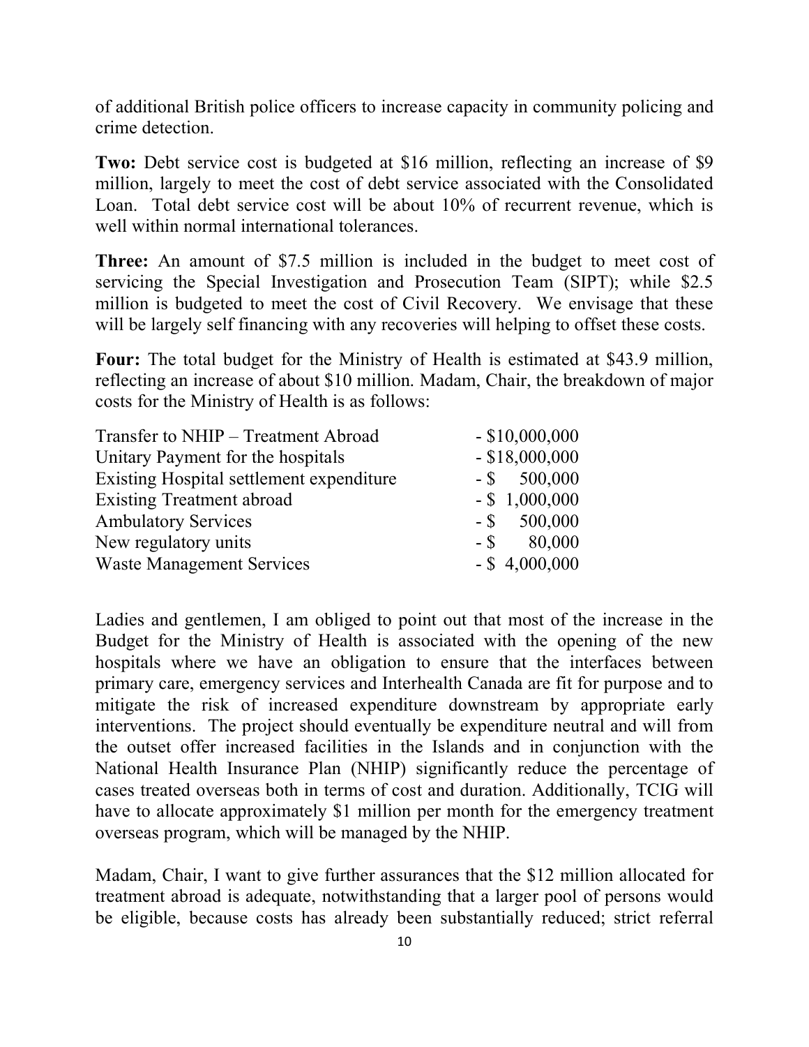of additional British police officers to increase capacity in community policing and crime detection.

**Two:** Debt service cost is budgeted at $16 million, reflecting an increase of $9 million, largely to meet the cost of debt service associated with the Consolidated Loan. Total debt service cost will be about 10% of recurrent revenue, which is well within normal international tolerances.

**Three:** An amount of $7.5 million is included in the budget to meet cost of servicing the Special Investigation and Prosecution Team (SIPT); while $2.5 million is budgeted to meet the cost of Civil Recovery. We envisage that these will be largely self financing with any recoveries will helping to offset these costs.

**Four:** The total budget for the Ministry of Health is estimated at $43.9 million, reflecting an increase of about $10 million. Madam, Chair, the breakdown of major costs for the Ministry of Health is as follows:

| | |
|---|---|
| Transfer to NHIP – Treatment Abroad | - $10,000,000 |
| Unitary Payment for the hospitals | - $18,000,000 |
| Existing Hospital settlement expenditure | - $ 500,000 |
| Existing Treatment abroad | - $ 1,000,000 |
| Ambulatory Services | - $ 500,000 |
| New regulatory units | - $ 80,000 |
| Waste Management Services | - $ 4,000,000 |

Ladies and gentlemen, I am obliged to point out that most of the increase in the Budget for the Ministry of Health is associated with the opening of the new hospitals where we have an obligation to ensure that the interfaces between primary care, emergency services and Interhealth Canada are fit for purpose and to mitigate the risk of increased expenditure downstream by appropriate early interventions. The project should eventually be expenditure neutral and will from the outset offer increased facilities in the Islands and in conjunction with the National Health Insurance Plan (NHIP) significantly reduce the percentage of cases treated overseas both in terms of cost and duration. Additionally, TCIG will have to allocate approximately $1 million per month for the emergency treatment overseas program, which will be managed by the NHIP.

Madam, Chair, I want to give further assurances that the $12 million allocated for treatment abroad is adequate, notwithstanding that a larger pool of persons would be eligible, because costs has already been substantially reduced; strict referral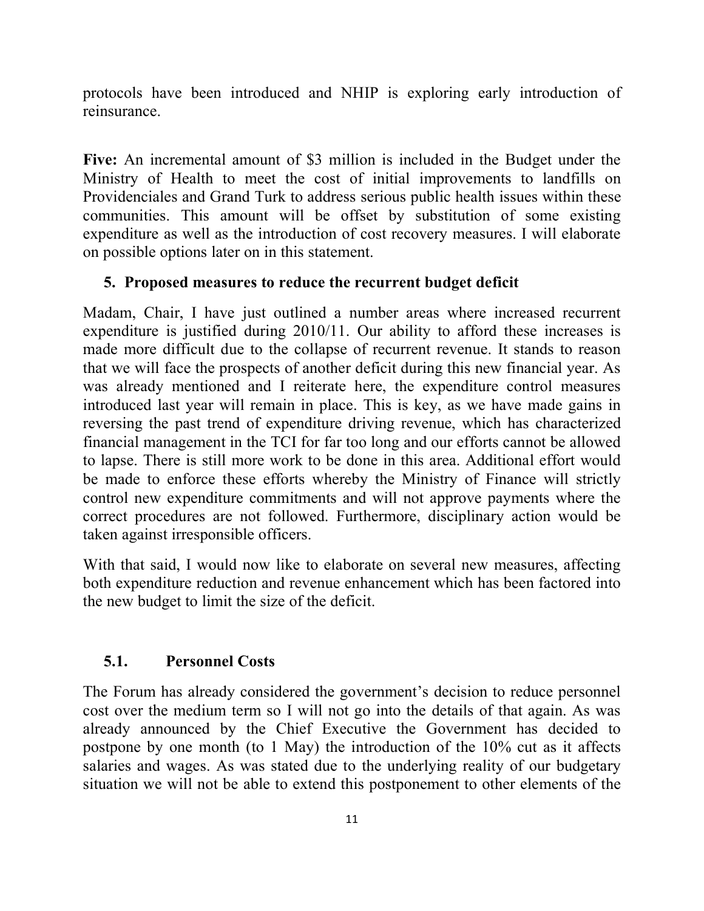protocols have been introduced and NHIP is exploring early introduction of reinsurance.

**Five:** An incremental amount of $3 million is included in the Budget under the Ministry of Health to meet the cost of initial improvements to landfills on Providenciales and Grand Turk to address serious public health issues within these communities. This amount will be offset by substitution of some existing expenditure as well as the introduction of cost recovery measures. I will elaborate on possible options later on in this statement.

## 5. Proposed measures to reduce the recurrent budget deficit

Madam, Chair, I have just outlined a number areas where increased recurrent expenditure is justified during 2010/11. Our ability to afford these increases is made more difficult due to the collapse of recurrent revenue. It stands to reason that we will face the prospects of another deficit during this new financial year. As was already mentioned and I reiterate here, the expenditure control measures introduced last year will remain in place. This is key, as we have made gains in reversing the past trend of expenditure driving revenue, which has characterized financial management in the TCI for far too long and our efforts cannot be allowed to lapse. There is still more work to be done in this area. Additional effort would be made to enforce these efforts whereby the Ministry of Finance will strictly control new expenditure commitments and will not approve payments where the correct procedures are not followed. Furthermore, disciplinary action would be taken against irresponsible officers.

With that said, I would now like to elaborate on several new measures, affecting both expenditure reduction and revenue enhancement which has been factored into the new budget to limit the size of the deficit.

### 5.1. Personnel Costs

The Forum has already considered the government's decision to reduce personnel cost over the medium term so I will not go into the details of that again. As was already announced by the Chief Executive the Government has decided to postpone by one month (to 1 May) the introduction of the 10% cut as it affects salaries and wages. As was stated due to the underlying reality of our budgetary situation we will not be able to extend this postponement to other elements of the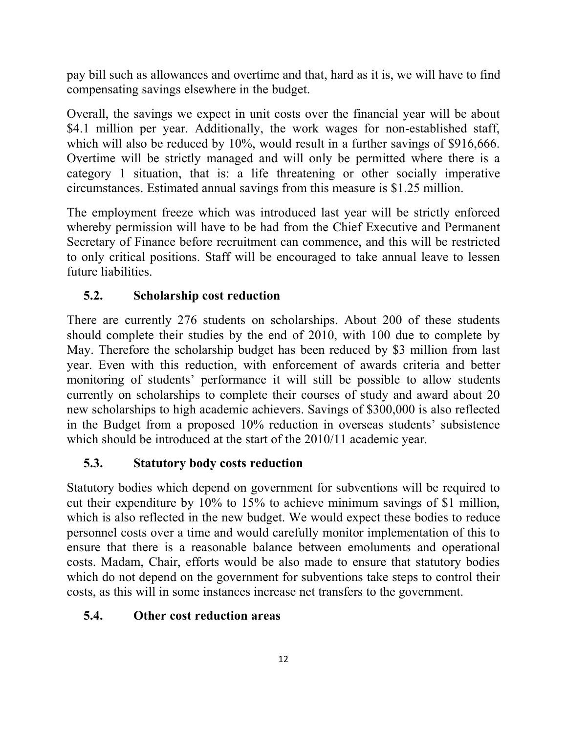pay bill such as allowances and overtime and that, hard as it is, we will have to find compensating savings elsewhere in the budget.

Overall, the savings we expect in unit costs over the financial year will be about $4.1 million per year. Additionally, the work wages for non-established staff, which will also be reduced by 10%, would result in a further savings of $916,666. Overtime will be strictly managed and will only be permitted where there is a category 1 situation, that is: a life threatening or other socially imperative circumstances. Estimated annual savings from this measure is $1.25 million.

The employment freeze which was introduced last year will be strictly enforced whereby permission will have to be had from the Chief Executive and Permanent Secretary of Finance before recruitment can commence, and this will be restricted to only critical positions. Staff will be encouraged to take annual leave to lessen future liabilities.

### 5.2. Scholarship cost reduction

There are currently 276 students on scholarships. About 200 of these students should complete their studies by the end of 2010, with 100 due to complete by May. Therefore the scholarship budget has been reduced by $3 million from last year. Even with this reduction, with enforcement of awards criteria and better monitoring of students' performance it will still be possible to allow students currently on scholarships to complete their courses of study and award about 20 new scholarships to high academic achievers. Savings of $300,000 is also reflected in the Budget from a proposed 10% reduction in overseas students' subsistence which should be introduced at the start of the 2010/11 academic year.

### 5.3. Statutory body costs reduction

Statutory bodies which depend on government for subventions will be required to cut their expenditure by 10% to 15% to achieve minimum savings of $1 million, which is also reflected in the new budget. We would expect these bodies to reduce personnel costs over a time and would carefully monitor implementation of this to ensure that there is a reasonable balance between emoluments and operational costs. Madam, Chair, efforts would be also made to ensure that statutory bodies which do not depend on the government for subventions take steps to control their costs, as this will in some instances increase net transfers to the government.

### 5.4. Other cost reduction areas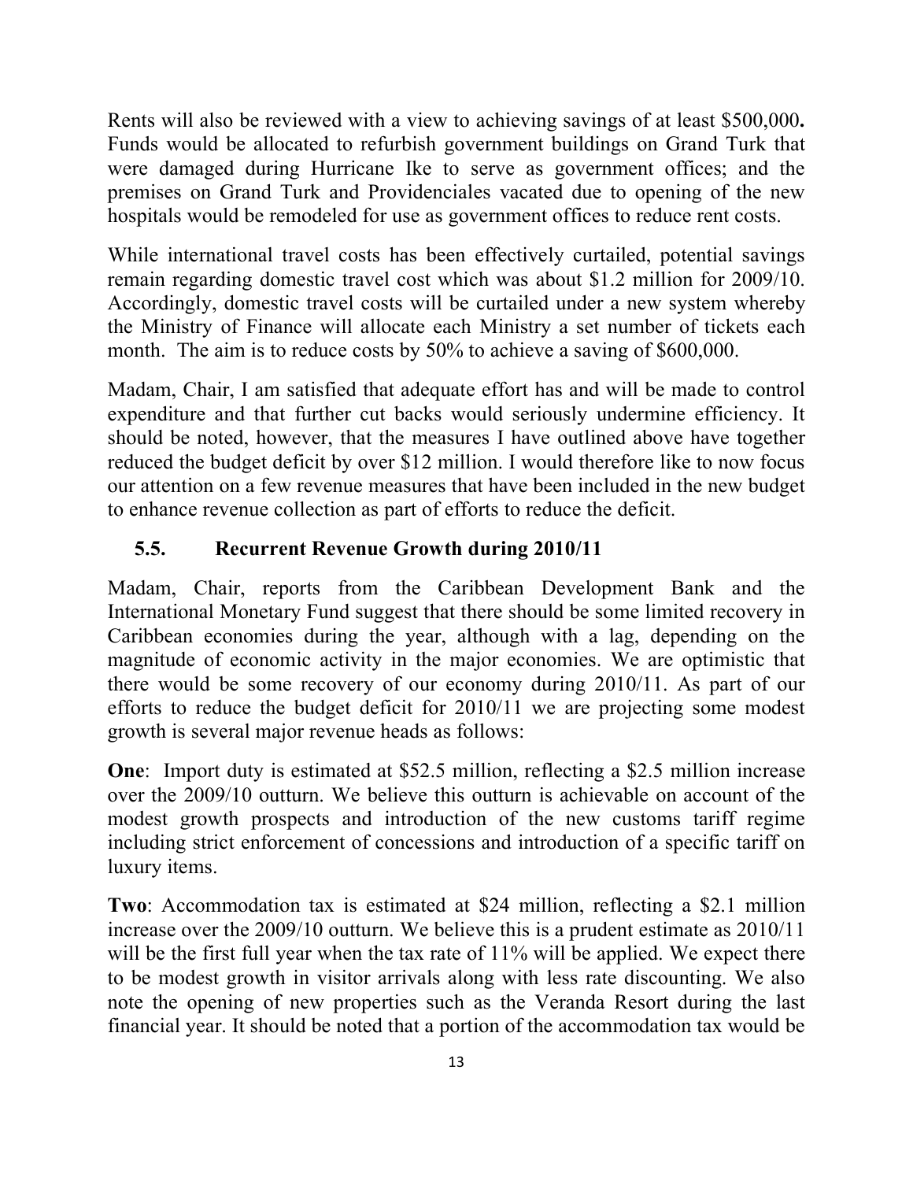Rents will also be reviewed with a view to achieving savings of at least $500,000**.** Funds would be allocated to refurbish government buildings on Grand Turk that were damaged during Hurricane Ike to serve as government offices; and the premises on Grand Turk and Providenciales vacated due to opening of the new hospitals would be remodeled for use as government offices to reduce rent costs.

While international travel costs has been effectively curtailed, potential savings remain regarding domestic travel cost which was about $1.2 million for 2009/10. Accordingly, domestic travel costs will be curtailed under a new system whereby the Ministry of Finance will allocate each Ministry a set number of tickets each month. The aim is to reduce costs by 50% to achieve a saving of $600,000.

Madam, Chair, I am satisfied that adequate effort has and will be made to control expenditure and that further cut backs would seriously undermine efficiency. It should be noted, however, that the measures I have outlined above have together reduced the budget deficit by over $12 million. I would therefore like to now focus our attention on a few revenue measures that have been included in the new budget to enhance revenue collection as part of efforts to reduce the deficit.

### 5.5. Recurrent Revenue Growth during 2010/11

Madam, Chair, reports from the Caribbean Development Bank and the International Monetary Fund suggest that there should be some limited recovery in Caribbean economies during the year, although with a lag, depending on the magnitude of economic activity in the major economies. We are optimistic that there would be some recovery of our economy during 2010/11. As part of our efforts to reduce the budget deficit for 2010/11 we are projecting some modest growth is several major revenue heads as follows:

**One**: Import duty is estimated at $52.5 million, reflecting a $2.5 million increase over the 2009/10 outturn. We believe this outturn is achievable on account of the modest growth prospects and introduction of the new customs tariff regime including strict enforcement of concessions and introduction of a specific tariff on luxury items.

**Two**: Accommodation tax is estimated at $24 million, reflecting a $2.1 million increase over the 2009/10 outturn. We believe this is a prudent estimate as 2010/11 will be the first full year when the tax rate of 11% will be applied. We expect there to be modest growth in visitor arrivals along with less rate discounting. We also note the opening of new properties such as the Veranda Resort during the last financial year. It should be noted that a portion of the accommodation tax would be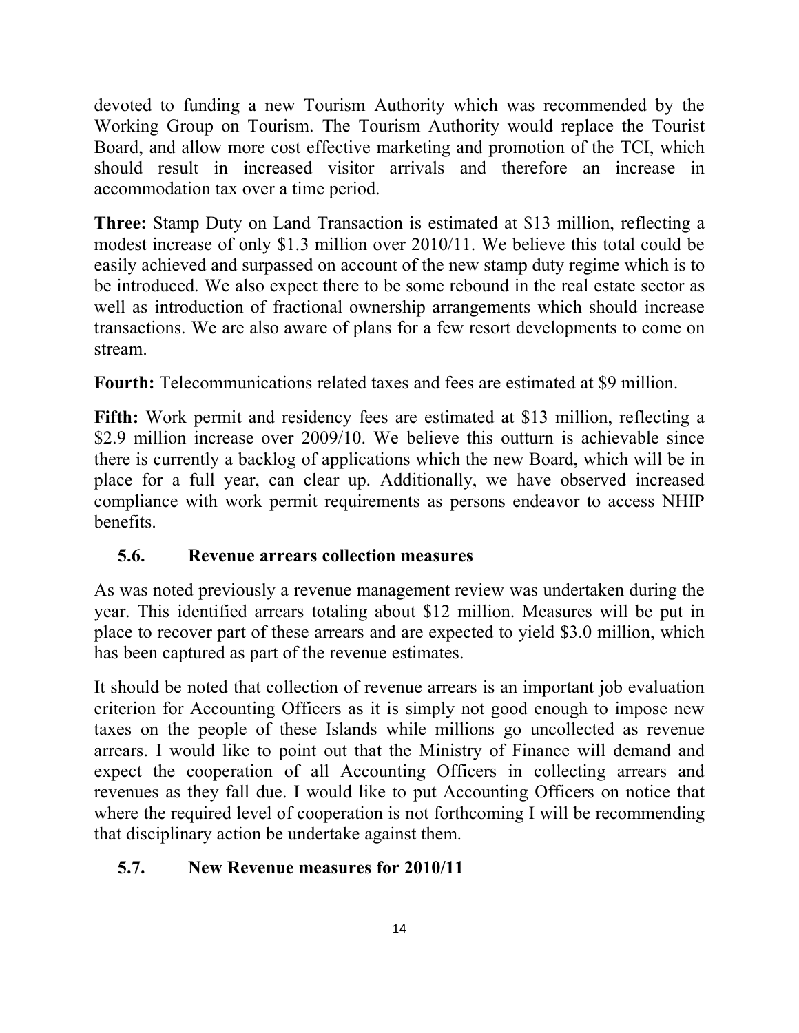devoted to funding a new Tourism Authority which was recommended by the Working Group on Tourism. The Tourism Authority would replace the Tourist Board, and allow more cost effective marketing and promotion of the TCI, which should result in increased visitor arrivals and therefore an increase in accommodation tax over a time period.

**Three:** Stamp Duty on Land Transaction is estimated at \$13 million, reflecting a modest increase of only \$1.3 million over 2010/11. We believe this total could be easily achieved and surpassed on account of the new stamp duty regime which is to be introduced. We also expect there to be some rebound in the real estate sector as well as introduction of fractional ownership arrangements which should increase transactions. We are also aware of plans for a few resort developments to come on stream.

**Fourth:** Telecommunications related taxes and fees are estimated at \$9 million.

**Fifth:** Work permit and residency fees are estimated at \$13 million, reflecting a \$2.9 million increase over 2009/10. We believe this outturn is achievable since there is currently a backlog of applications which the new Board, which will be in place for a full year, can clear up. Additionally, we have observed increased compliance with work permit requirements as persons endeavor to access NHIP benefits.

### 5.6. Revenue arrears collection measures

As was noted previously a revenue management review was undertaken during the year. This identified arrears totaling about \$12 million. Measures will be put in place to recover part of these arrears and are expected to yield \$3.0 million, which has been captured as part of the revenue estimates.

It should be noted that collection of revenue arrears is an important job evaluation criterion for Accounting Officers as it is simply not good enough to impose new taxes on the people of these Islands while millions go uncollected as revenue arrears. I would like to point out that the Ministry of Finance will demand and expect the cooperation of all Accounting Officers in collecting arrears and revenues as they fall due. I would like to put Accounting Officers on notice that where the required level of cooperation is not forthcoming I will be recommending that disciplinary action be undertake against them.

### 5.7. New Revenue measures for 2010/11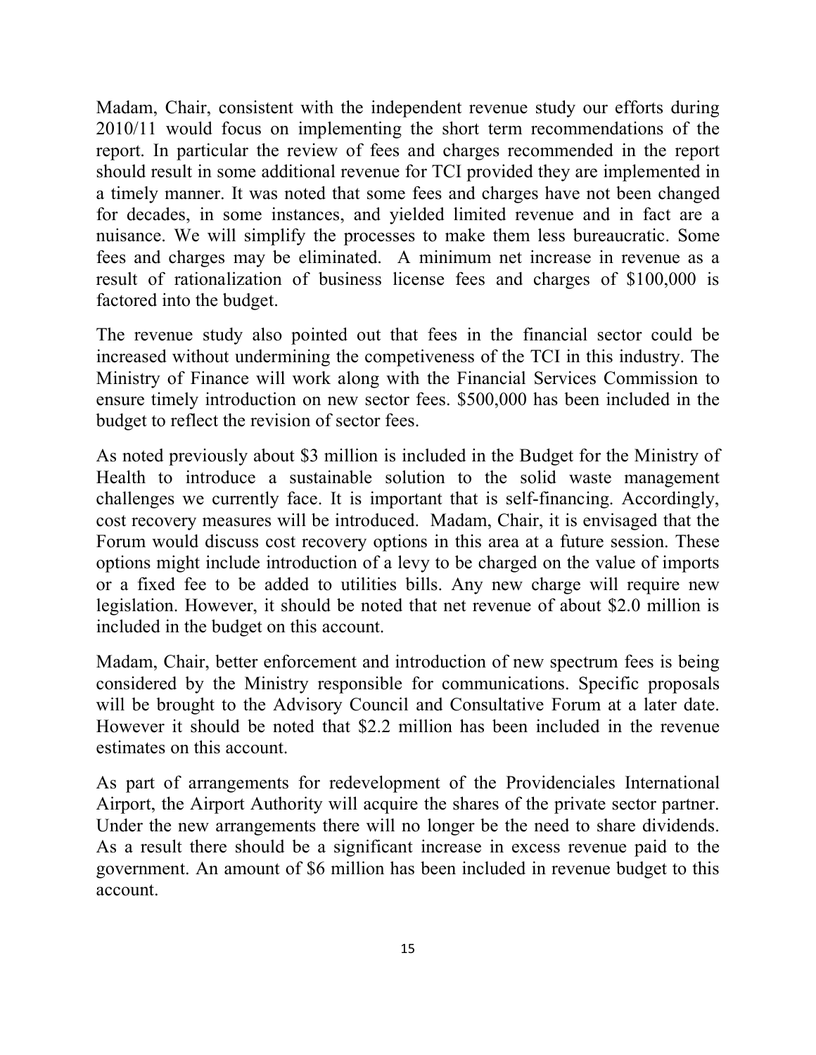Madam, Chair, consistent with the independent revenue study our efforts during 2010/11 would focus on implementing the short term recommendations of the report. In particular the review of fees and charges recommended in the report should result in some additional revenue for TCI provided they are implemented in a timely manner. It was noted that some fees and charges have not been changed for decades, in some instances, and yielded limited revenue and in fact are a nuisance. We will simplify the processes to make them less bureaucratic. Some fees and charges may be eliminated. A minimum net increase in revenue as a result of rationalization of business license fees and charges of $100,000 is factored into the budget.

The revenue study also pointed out that fees in the financial sector could be increased without undermining the competiveness of the TCI in this industry. The Ministry of Finance will work along with the Financial Services Commission to ensure timely introduction on new sector fees. $500,000 has been included in the budget to reflect the revision of sector fees.

As noted previously about $3 million is included in the Budget for the Ministry of Health to introduce a sustainable solution to the solid waste management challenges we currently face. It is important that is self-financing. Accordingly, cost recovery measures will be introduced. Madam, Chair, it is envisaged that the Forum would discuss cost recovery options in this area at a future session. These options might include introduction of a levy to be charged on the value of imports or a fixed fee to be added to utilities bills. Any new charge will require new legislation. However, it should be noted that net revenue of about $2.0 million is included in the budget on this account.

Madam, Chair, better enforcement and introduction of new spectrum fees is being considered by the Ministry responsible for communications. Specific proposals will be brought to the Advisory Council and Consultative Forum at a later date. However it should be noted that $2.2 million has been included in the revenue estimates on this account.

As part of arrangements for redevelopment of the Providenciales International Airport, the Airport Authority will acquire the shares of the private sector partner. Under the new arrangements there will no longer be the need to share dividends. As a result there should be a significant increase in excess revenue paid to the government. An amount of $6 million has been included in revenue budget to this account.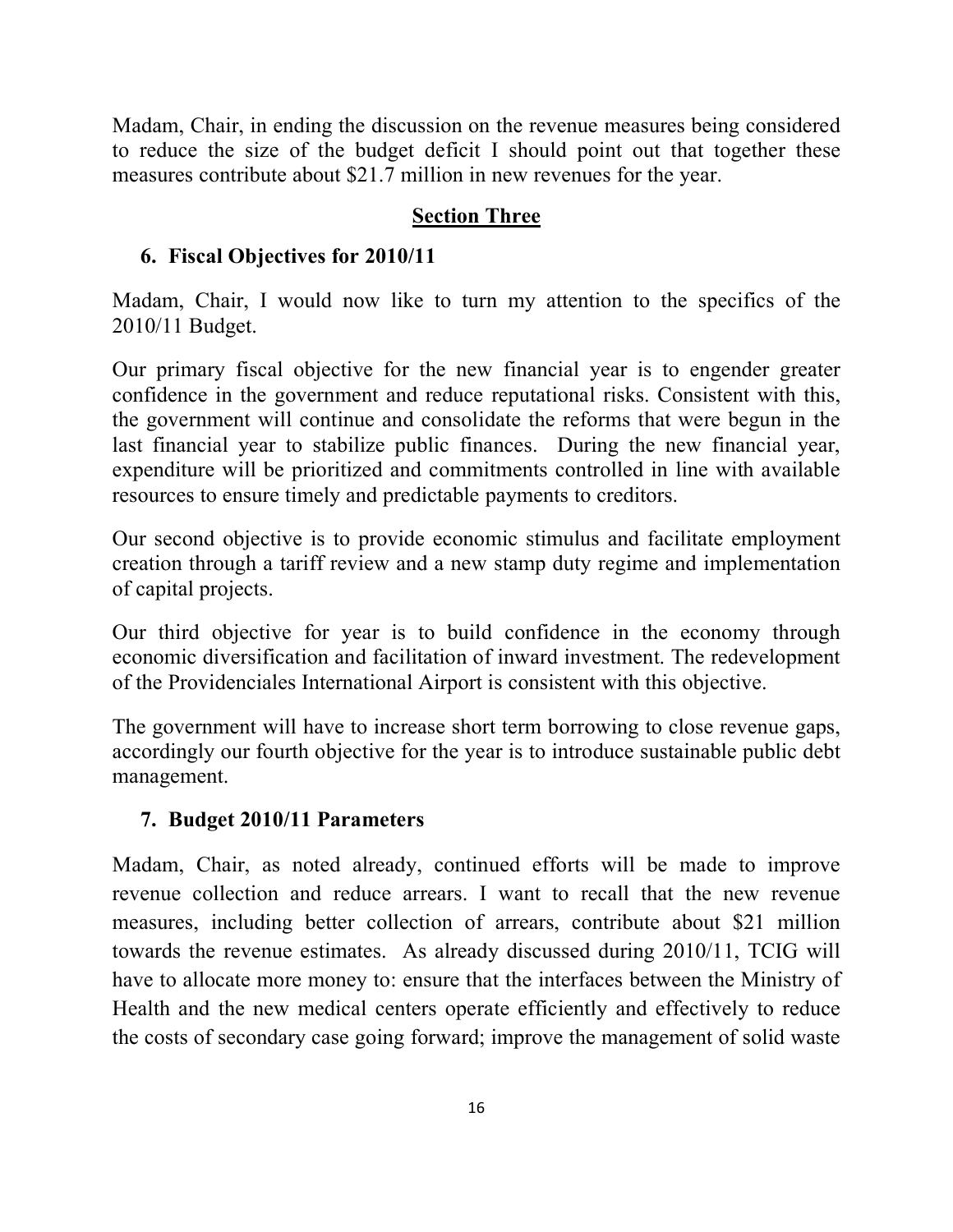Madam, Chair, in ending the discussion on the revenue measures being considered to reduce the size of the budget deficit I should point out that together these measures contribute about $21.7 million in new revenues for the year.

## Section Three

### 6. Fiscal Objectives for 2010/11

Madam, Chair, I would now like to turn my attention to the specifics of the 2010/11 Budget.

Our primary fiscal objective for the new financial year is to engender greater confidence in the government and reduce reputational risks. Consistent with this, the government will continue and consolidate the reforms that were begun in the last financial year to stabilize public finances. During the new financial year, expenditure will be prioritized and commitments controlled in line with available resources to ensure timely and predictable payments to creditors.

Our second objective is to provide economic stimulus and facilitate employment creation through a tariff review and a new stamp duty regime and implementation of capital projects.

Our third objective for year is to build confidence in the economy through economic diversification and facilitation of inward investment. The redevelopment of the Providenciales International Airport is consistent with this objective.

The government will have to increase short term borrowing to close revenue gaps, accordingly our fourth objective for the year is to introduce sustainable public debt management.

### 7. Budget 2010/11 Parameters

Madam, Chair, as noted already, continued efforts will be made to improve revenue collection and reduce arrears. I want to recall that the new revenue measures, including better collection of arrears, contribute about $21 million towards the revenue estimates. As already discussed during 2010/11, TCIG will have to allocate more money to: ensure that the interfaces between the Ministry of Health and the new medical centers operate efficiently and effectively to reduce the costs of secondary case going forward; improve the management of solid waste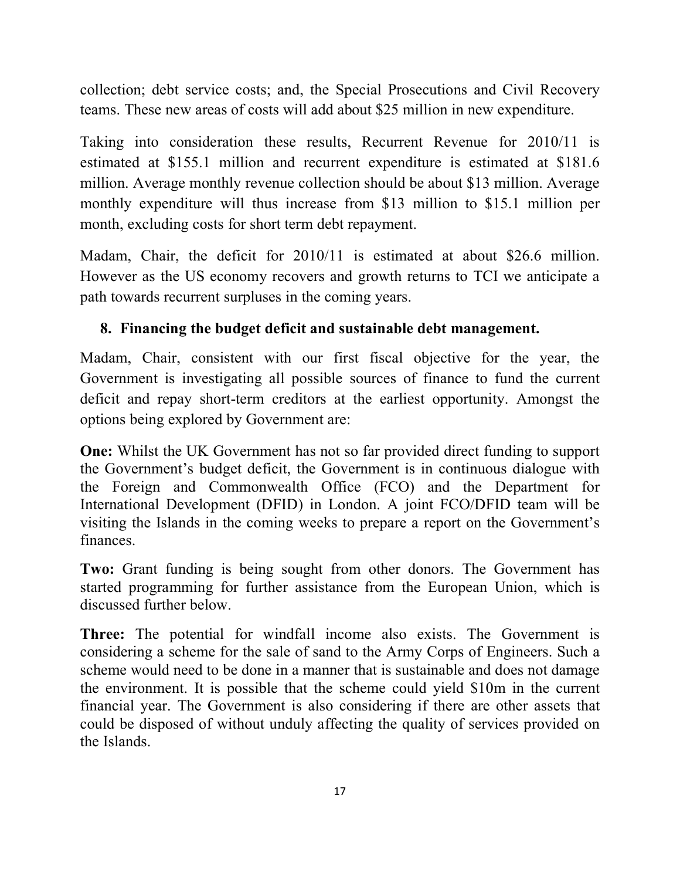collection; debt service costs; and, the Special Prosecutions and Civil Recovery teams. These new areas of costs will add about $25 million in new expenditure.

Taking into consideration these results, Recurrent Revenue for 2010/11 is estimated at $155.1 million and recurrent expenditure is estimated at $181.6 million. Average monthly revenue collection should be about $13 million. Average monthly expenditure will thus increase from $13 million to $15.1 million per month, excluding costs for short term debt repayment.

Madam, Chair, the deficit for 2010/11 is estimated at about $26.6 million. However as the US economy recovers and growth returns to TCI we anticipate a path towards recurrent surpluses in the coming years.

## 8. Financing the budget deficit and sustainable debt management.

Madam, Chair, consistent with our first fiscal objective for the year, the Government is investigating all possible sources of finance to fund the current deficit and repay short-term creditors at the earliest opportunity. Amongst the options being explored by Government are:

**One:** Whilst the UK Government has not so far provided direct funding to support the Government's budget deficit, the Government is in continuous dialogue with the Foreign and Commonwealth Office (FCO) and the Department for International Development (DFID) in London. A joint FCO/DFID team will be visiting the Islands in the coming weeks to prepare a report on the Government's finances.

**Two:** Grant funding is being sought from other donors. The Government has started programming for further assistance from the European Union, which is discussed further below.

**Three:** The potential for windfall income also exists. The Government is considering a scheme for the sale of sand to the Army Corps of Engineers. Such a scheme would need to be done in a manner that is sustainable and does not damage the environment. It is possible that the scheme could yield $10m in the current financial year. The Government is also considering if there are other assets that could be disposed of without unduly affecting the quality of services provided on the Islands.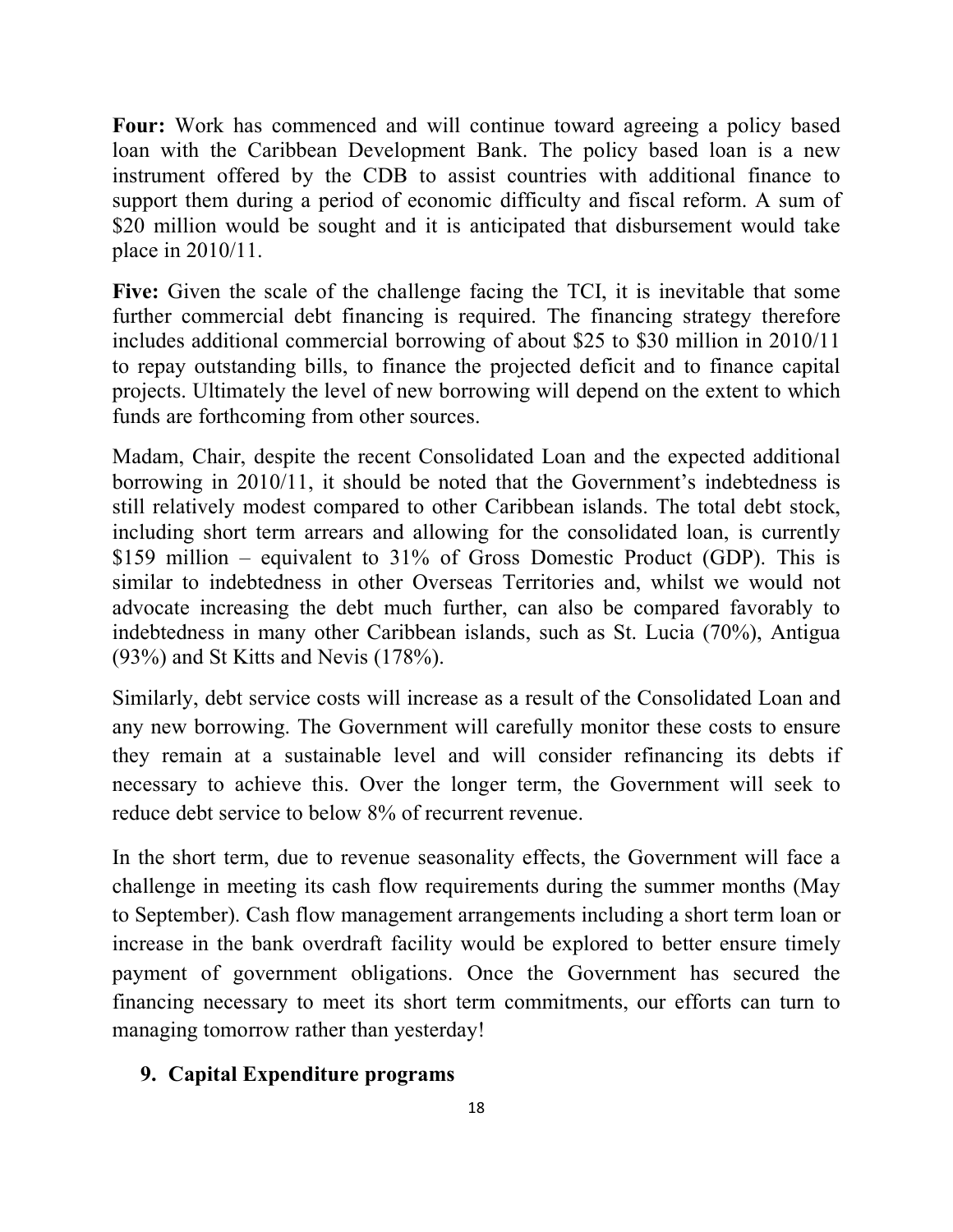**Four:** Work has commenced and will continue toward agreeing a policy based loan with the Caribbean Development Bank. The policy based loan is a new instrument offered by the CDB to assist countries with additional finance to support them during a period of economic difficulty and fiscal reform. A sum of $20 million would be sought and it is anticipated that disbursement would take place in 2010/11.

**Five:** Given the scale of the challenge facing the TCI, it is inevitable that some further commercial debt financing is required. The financing strategy therefore includes additional commercial borrowing of about $25 to $30 million in 2010/11 to repay outstanding bills, to finance the projected deficit and to finance capital projects. Ultimately the level of new borrowing will depend on the extent to which funds are forthcoming from other sources.

Madam, Chair, despite the recent Consolidated Loan and the expected additional borrowing in 2010/11, it should be noted that the Government's indebtedness is still relatively modest compared to other Caribbean islands. The total debt stock, including short term arrears and allowing for the consolidated loan, is currently $159 million – equivalent to 31% of Gross Domestic Product (GDP). This is similar to indebtedness in other Overseas Territories and, whilst we would not advocate increasing the debt much further, can also be compared favorably to indebtedness in many other Caribbean islands, such as St. Lucia (70%), Antigua (93%) and St Kitts and Nevis (178%).

Similarly, debt service costs will increase as a result of the Consolidated Loan and any new borrowing. The Government will carefully monitor these costs to ensure they remain at a sustainable level and will consider refinancing its debts if necessary to achieve this. Over the longer term, the Government will seek to reduce debt service to below 8% of recurrent revenue.

In the short term, due to revenue seasonality effects, the Government will face a challenge in meeting its cash flow requirements during the summer months (May to September). Cash flow management arrangements including a short term loan or increase in the bank overdraft facility would be explored to better ensure timely payment of government obligations. Once the Government has secured the financing necessary to meet its short term commitments, our efforts can turn to managing tomorrow rather than yesterday!

## 9. Capital Expenditure programs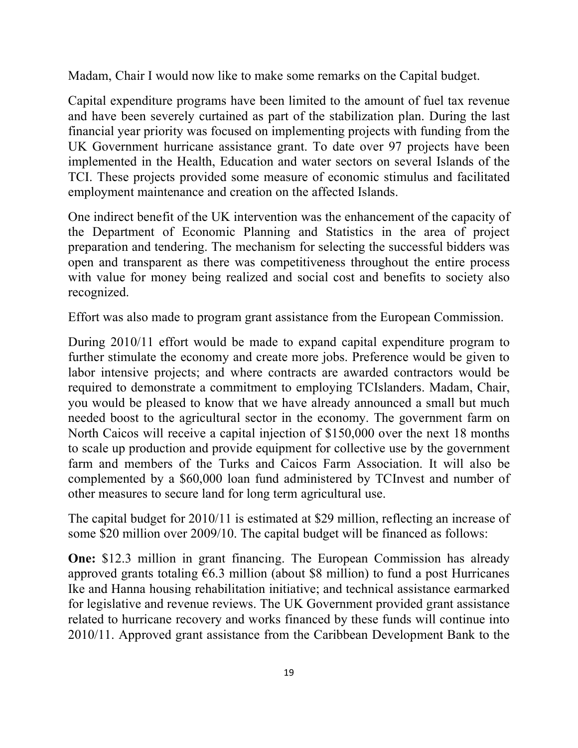Madam, Chair I would now like to make some remarks on the Capital budget.

Capital expenditure programs have been limited to the amount of fuel tax revenue and have been severely curtained as part of the stabilization plan. During the last financial year priority was focused on implementing projects with funding from the UK Government hurricane assistance grant. To date over 97 projects have been implemented in the Health, Education and water sectors on several Islands of the TCI. These projects provided some measure of economic stimulus and facilitated employment maintenance and creation on the affected Islands.

One indirect benefit of the UK intervention was the enhancement of the capacity of the Department of Economic Planning and Statistics in the area of project preparation and tendering. The mechanism for selecting the successful bidders was open and transparent as there was competitiveness throughout the entire process with value for money being realized and social cost and benefits to society also recognized.

Effort was also made to program grant assistance from the European Commission.

During 2010/11 effort would be made to expand capital expenditure program to further stimulate the economy and create more jobs. Preference would be given to labor intensive projects; and where contracts are awarded contractors would be required to demonstrate a commitment to employing TCIslanders. Madam, Chair, you would be pleased to know that we have already announced a small but much needed boost to the agricultural sector in the economy. The government farm on North Caicos will receive a capital injection of $150,000 over the next 18 months to scale up production and provide equipment for collective use by the government farm and members of the Turks and Caicos Farm Association. It will also be complemented by a $60,000 loan fund administered by TCInvest and number of other measures to secure land for long term agricultural use.

The capital budget for 2010/11 is estimated at $29 million, reflecting an increase of some $20 million over 2009/10. The capital budget will be financed as follows:

**One:** $12.3 million in grant financing. The European Commission has already approved grants totaling €6.3 million (about $8 million) to fund a post Hurricanes Ike and Hanna housing rehabilitation initiative; and technical assistance earmarked for legislative and revenue reviews. The UK Government provided grant assistance related to hurricane recovery and works financed by these funds will continue into 2010/11. Approved grant assistance from the Caribbean Development Bank to the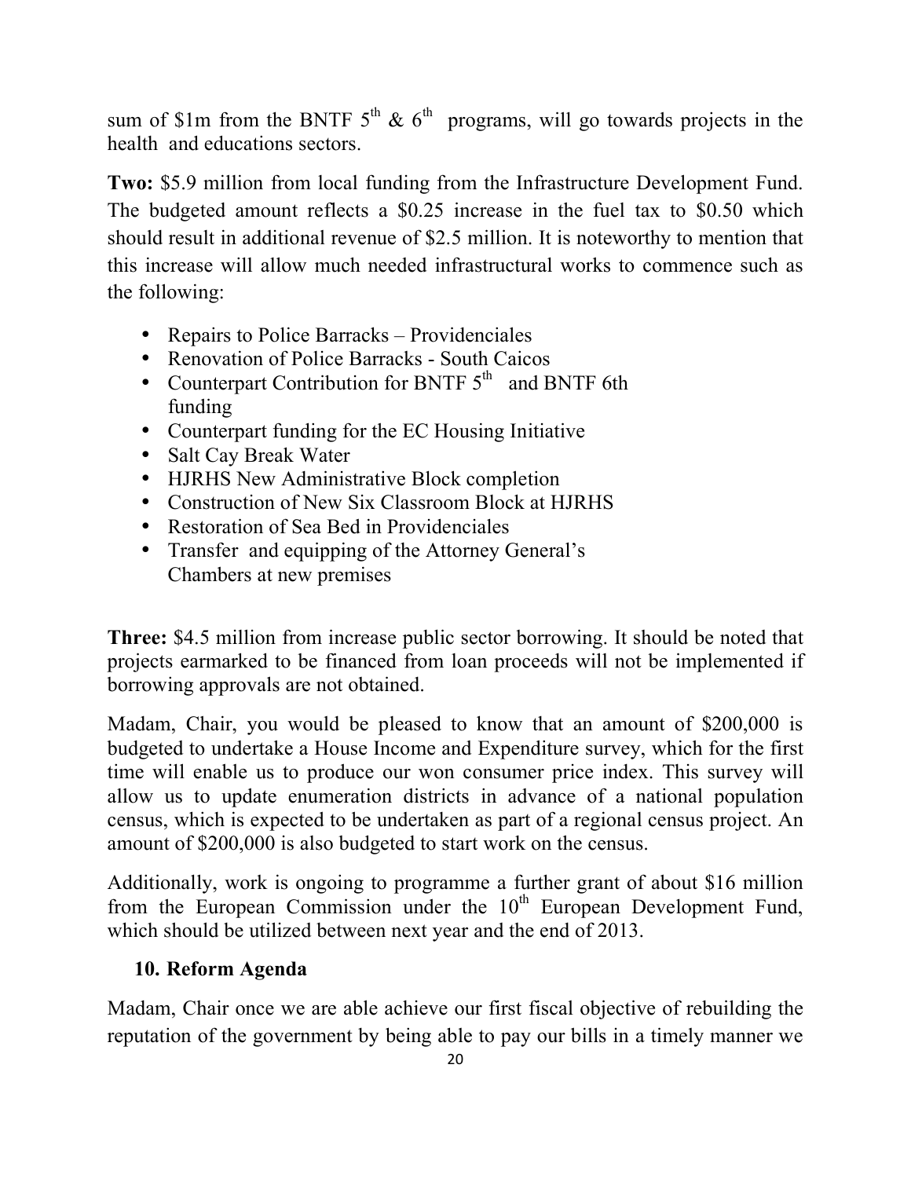sum of \$1m from the BNTF 5th & 6th programs, will go towards projects in the health and educations sectors.

**Two:** \$5.9 million from local funding from the Infrastructure Development Fund. The budgeted amount reflects a \$0.25 increase in the fuel tax to \$0.50 which should result in additional revenue of \$2.5 million. It is noteworthy to mention that this increase will allow much needed infrastructural works to commence such as the following:

- Repairs to Police Barracks – Providenciales
- Renovation of Police Barracks - South Caicos
- Counterpart Contribution for BNTF 5th and BNTF 6th funding
- Counterpart funding for the EC Housing Initiative
- Salt Cay Break Water
- HJRHS New Administrative Block completion
- Construction of New Six Classroom Block at HJRHS
- Restoration of Sea Bed in Providenciales
- Transfer and equipping of the Attorney General's Chambers at new premises

**Three:** \$4.5 million from increase public sector borrowing. It should be noted that projects earmarked to be financed from loan proceeds will not be implemented if borrowing approvals are not obtained.

Madam, Chair, you would be pleased to know that an amount of \$200,000 is budgeted to undertake a House Income and Expenditure survey, which for the first time will enable us to produce our won consumer price index. This survey will allow us to update enumeration districts in advance of a national population census, which is expected to be undertaken as part of a regional census project. An amount of \$200,000 is also budgeted to start work on the census.

Additionally, work is ongoing to programme a further grant of about \$16 million from the European Commission under the 10th European Development Fund, which should be utilized between next year and the end of 2013.

## 10. Reform Agenda

Madam, Chair once we are able achieve our first fiscal objective of rebuilding the reputation of the government by being able to pay our bills in a timely manner we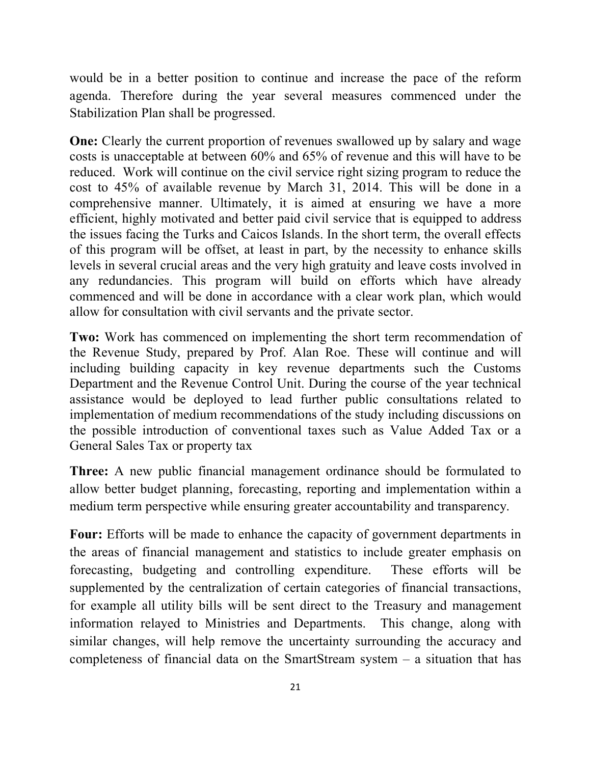would be in a better position to continue and increase the pace of the reform agenda. Therefore during the year several measures commenced under the Stabilization Plan shall be progressed.

**One:** Clearly the current proportion of revenues swallowed up by salary and wage costs is unacceptable at between 60% and 65% of revenue and this will have to be reduced. Work will continue on the civil service right sizing program to reduce the cost to 45% of available revenue by March 31, 2014. This will be done in a comprehensive manner. Ultimately, it is aimed at ensuring we have a more efficient, highly motivated and better paid civil service that is equipped to address the issues facing the Turks and Caicos Islands. In the short term, the overall effects of this program will be offset, at least in part, by the necessity to enhance skills levels in several crucial areas and the very high gratuity and leave costs involved in any redundancies. This program will build on efforts which have already commenced and will be done in accordance with a clear work plan, which would allow for consultation with civil servants and the private sector.

**Two:** Work has commenced on implementing the short term recommendation of the Revenue Study, prepared by Prof. Alan Roe. These will continue and will including building capacity in key revenue departments such the Customs Department and the Revenue Control Unit. During the course of the year technical assistance would be deployed to lead further public consultations related to implementation of medium recommendations of the study including discussions on the possible introduction of conventional taxes such as Value Added Tax or a General Sales Tax or property tax

**Three:** A new public financial management ordinance should be formulated to allow better budget planning, forecasting, reporting and implementation within a medium term perspective while ensuring greater accountability and transparency.

**Four:** Efforts will be made to enhance the capacity of government departments in the areas of financial management and statistics to include greater emphasis on forecasting, budgeting and controlling expenditure. These efforts will be supplemented by the centralization of certain categories of financial transactions, for example all utility bills will be sent direct to the Treasury and management information relayed to Ministries and Departments. This change, along with similar changes, will help remove the uncertainty surrounding the accuracy and completeness of financial data on the SmartStream system – a situation that has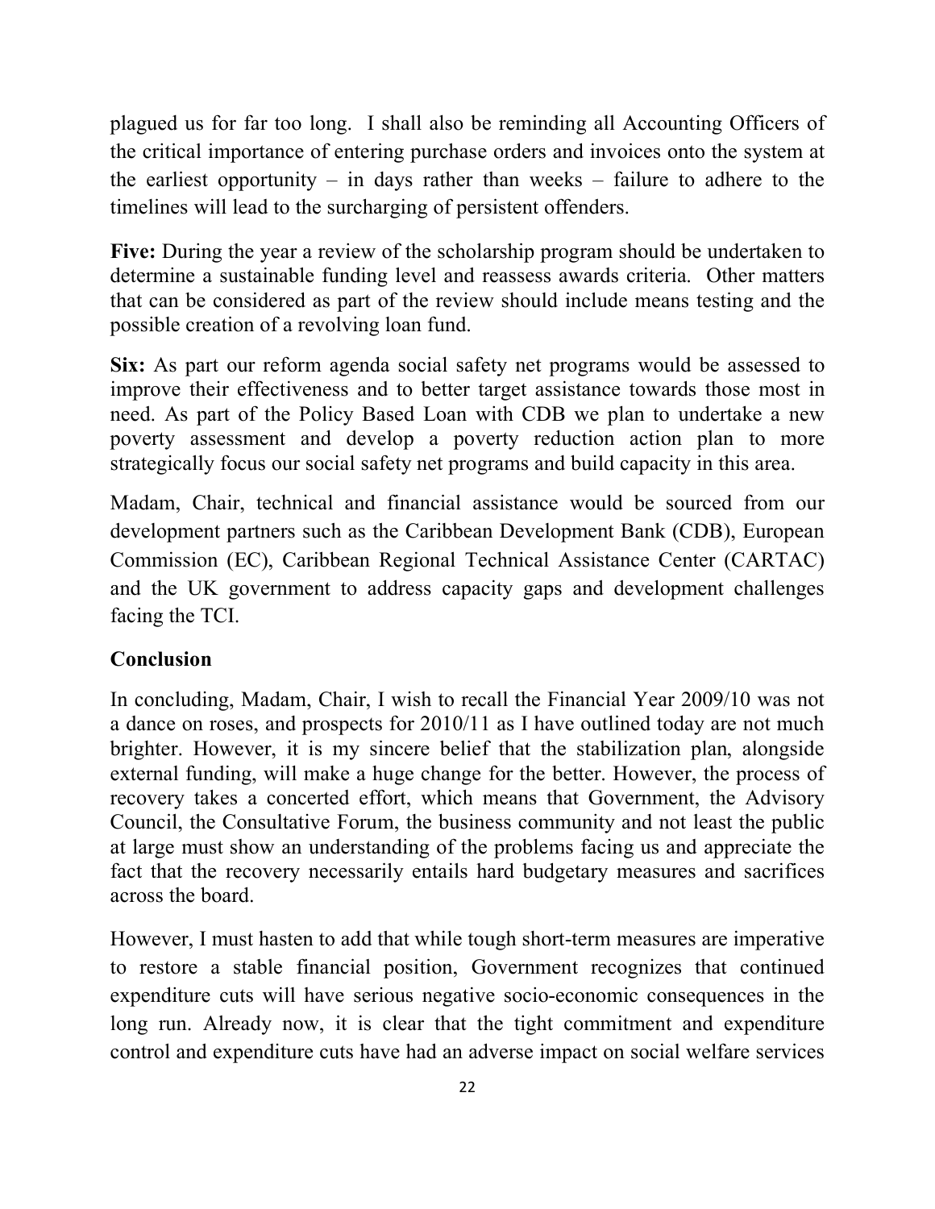plagued us for far too long. I shall also be reminding all Accounting Officers of the critical importance of entering purchase orders and invoices onto the system at the earliest opportunity – in days rather than weeks – failure to adhere to the timelines will lead to the surcharging of persistent offenders.

**Five:** During the year a review of the scholarship program should be undertaken to determine a sustainable funding level and reassess awards criteria. Other matters that can be considered as part of the review should include means testing and the possible creation of a revolving loan fund.

**Six:** As part our reform agenda social safety net programs would be assessed to improve their effectiveness and to better target assistance towards those most in need. As part of the Policy Based Loan with CDB we plan to undertake a new poverty assessment and develop a poverty reduction action plan to more strategically focus our social safety net programs and build capacity in this area.

Madam, Chair, technical and financial assistance would be sourced from our development partners such as the Caribbean Development Bank (CDB), European Commission (EC), Caribbean Regional Technical Assistance Center (CARTAC) and the UK government to address capacity gaps and development challenges facing the TCI.

## Conclusion

In concluding, Madam, Chair, I wish to recall the Financial Year 2009/10 was not a dance on roses, and prospects for 2010/11 as I have outlined today are not much brighter. However, it is my sincere belief that the stabilization plan, alongside external funding, will make a huge change for the better. However, the process of recovery takes a concerted effort, which means that Government, the Advisory Council, the Consultative Forum, the business community and not least the public at large must show an understanding of the problems facing us and appreciate the fact that the recovery necessarily entails hard budgetary measures and sacrifices across the board.

However, I must hasten to add that while tough short-term measures are imperative to restore a stable financial position, Government recognizes that continued expenditure cuts will have serious negative socio-economic consequences in the long run. Already now, it is clear that the tight commitment and expenditure control and expenditure cuts have had an adverse impact on social welfare services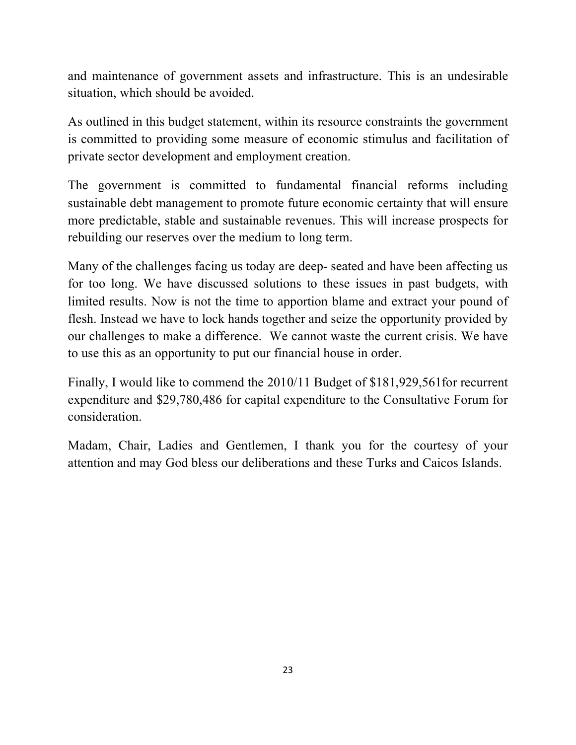and maintenance of government assets and infrastructure. This is an undesirable situation, which should be avoided.

As outlined in this budget statement, within its resource constraints the government is committed to providing some measure of economic stimulus and facilitation of private sector development and employment creation.

The government is committed to fundamental financial reforms including sustainable debt management to promote future economic certainty that will ensure more predictable, stable and sustainable revenues. This will increase prospects for rebuilding our reserves over the medium to long term.

Many of the challenges facing us today are deep- seated and have been affecting us for too long. We have discussed solutions to these issues in past budgets, with limited results. Now is not the time to apportion blame and extract your pound of flesh. Instead we have to lock hands together and seize the opportunity provided by our challenges to make a difference. We cannot waste the current crisis. We have to use this as an opportunity to put our financial house in order.

Finally, I would like to commend the 2010/11 Budget of $181,929,561for recurrent expenditure and $29,780,486 for capital expenditure to the Consultative Forum for consideration.

Madam, Chair, Ladies and Gentlemen, I thank you for the courtesy of your attention and may God bless our deliberations and these Turks and Caicos Islands.